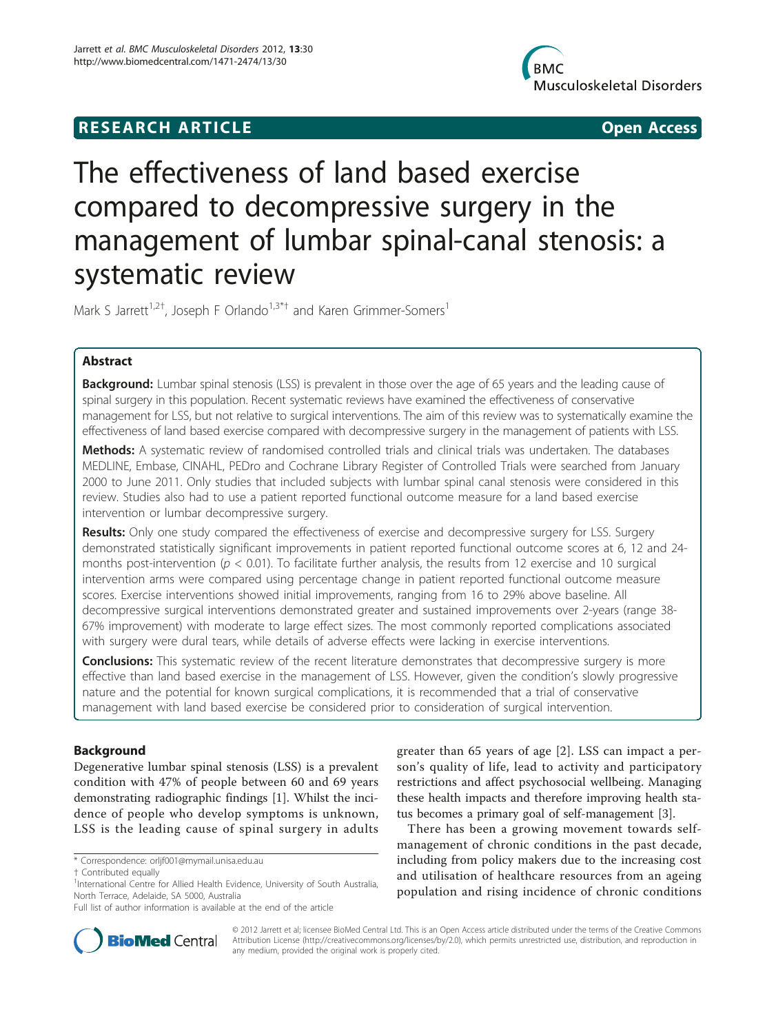RESEARCH ARTICLE Open Access

# The effectiveness of land based exercise compared to decompressive surgery in the management of lumbar spinal-canal stenosis: a systematic review

Mark S Jarrett[1,2†], Joseph F Orlando[1,3*†] and Karen Grimmer-Somers[1]

## Abstract

**Background:** Lumbar spinal stenosis (LSS) is prevalent in those over the age of 65 years and the leading cause of spinal surgery in this population. Recent systematic reviews have examined the effectiveness of conservative management for LSS, but not relative to surgical interventions. The aim of this review was to systematically examine the effectiveness of land based exercise compared with decompressive surgery in the management of patients with LSS.

**Methods:** A systematic review of randomised controlled trials and clinical trials was undertaken. The databases MEDLINE, Embase, CINAHL, PEDro and Cochrane Library Register of Controlled Trials were searched from January 2000 to June 2011. Only studies that included subjects with lumbar spinal canal stenosis were considered in this review. Studies also had to use a patient reported functional outcome measure for a land based exercise intervention or lumbar decompressive surgery.

**Results:** Only one study compared the effectiveness of exercise and decompressive surgery for LSS. Surgery demonstrated statistically significant improvements in patient reported functional outcome scores at 6, 12 and 24-months post-intervention ($p < 0.01$). To facilitate further analysis, the results from 12 exercise and 10 surgical intervention arms were compared using percentage change in patient reported functional outcome measure scores. Exercise interventions showed initial improvements, ranging from 16 to 29% above baseline. All decompressive surgical interventions demonstrated greater and sustained improvements over 2-years (range 38-67% improvement) with moderate to large effect sizes. The most commonly reported complications associated with surgery were dural tears, while details of adverse effects were lacking in exercise interventions.

**Conclusions:** This systematic review of the recent literature demonstrates that decompressive surgery is more effective than land based exercise in the management of LSS. However, given the condition's slowly progressive nature and the potential for known surgical complications, it is recommended that a trial of conservative management with land based exercise be considered prior to consideration of surgical intervention.

## Background

Degenerative lumbar spinal stenosis (LSS) is a prevalent condition with 47% of people between 60 and 69 years demonstrating radiographic findings [1]. Whilst the incidence of people who develop symptoms is unknown, LSS is the leading cause of spinal surgery in adults greater than 65 years of age [2]. LSS can impact a person's quality of life, lead to activity and participatory restrictions and affect psychosocial wellbeing. Managing these health impacts and therefore improving health status becomes a primary goal of self-management [3].

There has been a growing movement towards self-management of chronic conditions in the past decade, including from policy makers due to the increasing cost and utilisation of healthcare resources from an ageing population and rising incidence of chronic conditions

\* Correspondence: orljf001@mymail.unisa.edu.au
† Contributed equally
[1]International Centre for Allied Health Evidence, University of South Australia, North Terrace, Adelaide, SA 5000, Australia
Full list of author information is available at the end of the article

© 2012 Jarrett et al; licensee BioMed Central Ltd. This is an Open Access article distributed under the terms of the Creative Commons Attribution License (http://creativecommons.org/licenses/by/2.0), which permits unrestricted use, distribution, and reproduction in any medium, provided the original work is properly cited.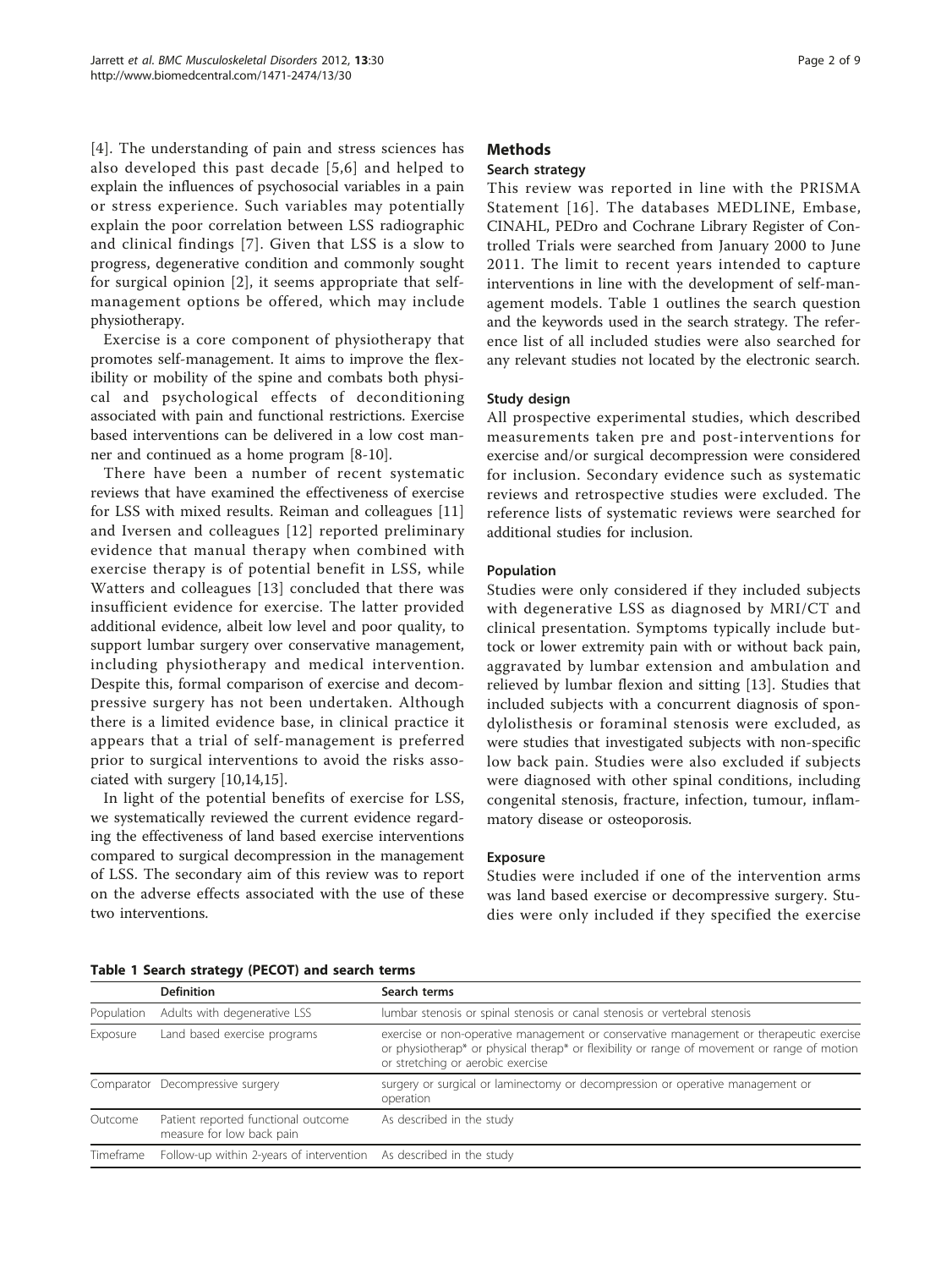[4]. The understanding of pain and stress sciences has also developed this past decade [5,6] and helped to explain the influences of psychosocial variables in a pain or stress experience. Such variables may potentially explain the poor correlation between LSS radiographic and clinical findings [7]. Given that LSS is a slow to progress, degenerative condition and commonly sought for surgical opinion [2], it seems appropriate that self-management options be offered, which may include physiotherapy.

Exercise is a core component of physiotherapy that promotes self-management. It aims to improve the flexibility or mobility of the spine and combats both physical and psychological effects of deconditioning associated with pain and functional restrictions. Exercise based interventions can be delivered in a low cost manner and continued as a home program [8-10].

There have been a number of recent systematic reviews that have examined the effectiveness of exercise for LSS with mixed results. Reiman and colleagues [11] and Iversen and colleagues [12] reported preliminary evidence that manual therapy when combined with exercise therapy is of potential benefit in LSS, while Watters and colleagues [13] concluded that there was insufficient evidence for exercise. The latter provided additional evidence, albeit low level and poor quality, to support lumbar surgery over conservative management, including physiotherapy and medical intervention. Despite this, formal comparison of exercise and decompressive surgery has not been undertaken. Although there is a limited evidence base, in clinical practice it appears that a trial of self-management is preferred prior to surgical interventions to avoid the risks associated with surgery [10,14,15].

In light of the potential benefits of exercise for LSS, we systematically reviewed the current evidence regarding the effectiveness of land based exercise interventions compared to surgical decompression in the management of LSS. The secondary aim of this review was to report on the adverse effects associated with the use of these two interventions.

## Methods

### Search strategy

This review was reported in line with the PRISMA Statement [16]. The databases MEDLINE, Embase, CINAHL, PEDro and Cochrane Library Register of Controlled Trials were searched from January 2000 to June 2011. The limit to recent years intended to capture interventions in line with the development of self-management models. Table 1 outlines the search question and the keywords used in the search strategy. The reference list of all included studies were also searched for any relevant studies not located by the electronic search.

### Study design

All prospective experimental studies, which described measurements taken pre and post-interventions for exercise and/or surgical decompression were considered for inclusion. Secondary evidence such as systematic reviews and retrospective studies were excluded. The reference lists of systematic reviews were searched for additional studies for inclusion.

### Population

Studies were only considered if they included subjects with degenerative LSS as diagnosed by MRI/CT and clinical presentation. Symptoms typically include buttock or lower extremity pain with or without back pain, aggravated by lumbar extension and ambulation and relieved by lumbar flexion and sitting [13]. Studies that included subjects with a concurrent diagnosis of spondylolisthesis or foraminal stenosis were excluded, as were studies that investigated subjects with non-specific low back pain. Studies were also excluded if subjects were diagnosed with other spinal conditions, including congenital stenosis, fracture, infection, tumour, inflammatory disease or osteoporosis.

### Exposure

Studies were included if one of the intervention arms was land based exercise or decompressive surgery. Studies were only included if they specified the exercise

**Table 1 Search strategy (PECOT) and search terms**

| | Definition | Search terms |
|---|---|---|
| Population | Adults with degenerative LSS | lumbar stenosis or spinal stenosis or canal stenosis or vertebral stenosis |
| Exposure | Land based exercise programs | exercise or non-operative management or conservative management or therapeutic exercise or physiotherap* or physical therap* or flexibility or range of movement or range of motion or stretching or aerobic exercise |
| Comparator | Decompressive surgery | surgery or surgical or laminectomy or decompression or operative management or operation |
| Outcome | Patient reported functional outcome measure for low back pain | As described in the study |
| Timeframe | Follow-up within 2-years of intervention | As described in the study |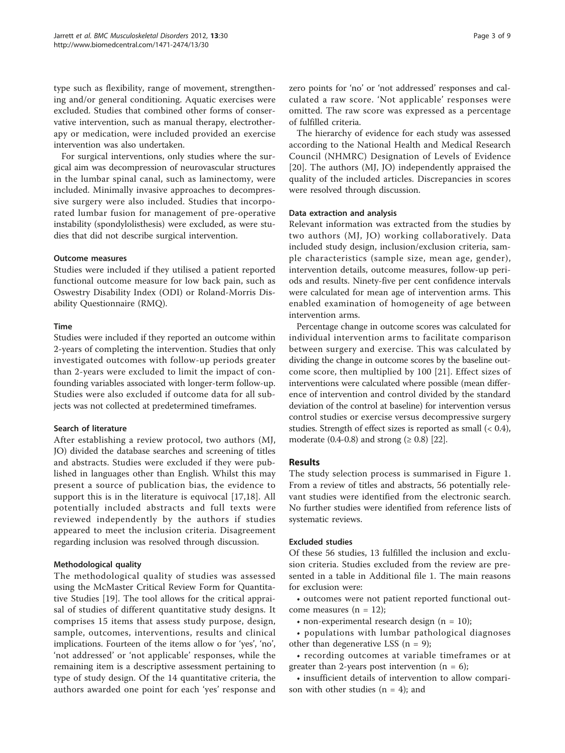type such as flexibility, range of movement, strengthening and/or general conditioning. Aquatic exercises were excluded. Studies that combined other forms of conservative intervention, such as manual therapy, electrotherapy or medication, were included provided an exercise intervention was also undertaken.

For surgical interventions, only studies where the surgical aim was decompression of neurovascular structures in the lumbar spinal canal, such as laminectomy, were included. Minimally invasive approaches to decompressive surgery were also included. Studies that incorporated lumbar fusion for management of pre-operative instability (spondylolisthesis) were excluded, as were studies that did not describe surgical intervention.

#### Outcome measures

Studies were included if they utilised a patient reported functional outcome measure for low back pain, such as Oswestry Disability Index (ODI) or Roland-Morris Disability Questionnaire (RMQ).

#### Time

Studies were included if they reported an outcome within 2-years of completing the intervention. Studies that only investigated outcomes with follow-up periods greater than 2-years were excluded to limit the impact of confounding variables associated with longer-term follow-up. Studies were also excluded if outcome data for all subjects was not collected at predetermined timeframes.

#### Search of literature

After establishing a review protocol, two authors (MJ, JO) divided the database searches and screening of titles and abstracts. Studies were excluded if they were published in languages other than English. Whilst this may present a source of publication bias, the evidence to support this is in the literature is equivocal [17,18]. All potentially included abstracts and full texts were reviewed independently by the authors if studies appeared to meet the inclusion criteria. Disagreement regarding inclusion was resolved through discussion.

#### Methodological quality

The methodological quality of studies was assessed using the McMaster Critical Review Form for Quantitative Studies [19]. The tool allows for the critical appraisal of studies of different quantitative study designs. It comprises 15 items that assess study purpose, design, sample, outcomes, interventions, results and clinical implications. Fourteen of the items allow o for 'yes', 'no', 'not addressed' or 'not applicable' responses, while the remaining item is a descriptive assessment pertaining to type of study design. Of the 14 quantitative criteria, the authors awarded one point for each 'yes' response and zero points for 'no' or 'not addressed' responses and calculated a raw score. 'Not applicable' responses were omitted. The raw score was expressed as a percentage of fulfilled criteria.

The hierarchy of evidence for each study was assessed according to the National Health and Medical Research Council (NHMRC) Designation of Levels of Evidence [20]. The authors (MJ, JO) independently appraised the quality of the included articles. Discrepancies in scores were resolved through discussion.

#### Data extraction and analysis

Relevant information was extracted from the studies by two authors (MJ, JO) working collaboratively. Data included study design, inclusion/exclusion criteria, sample characteristics (sample size, mean age, gender), intervention details, outcome measures, follow-up periods and results. Ninety-five per cent confidence intervals were calculated for mean age of intervention arms. This enabled examination of homogeneity of age between intervention arms.

Percentage change in outcome scores was calculated for individual intervention arms to facilitate comparison between surgery and exercise. This was calculated by dividing the change in outcome scores by the baseline outcome score, then multiplied by 100 [21]. Effect sizes of interventions were calculated where possible (mean difference of intervention and control divided by the standard deviation of the control at baseline) for intervention versus control studies or exercise versus decompressive surgery studies. Strength of effect sizes is reported as small ($< 0.4$), moderate (0.4-0.8) and strong ($\geq 0.8$) [22].

## Results

The study selection process is summarised in Figure 1. From a review of titles and abstracts, 56 potentially relevant studies were identified from the electronic search. No further studies were identified from reference lists of systematic reviews.

#### Excluded studies

Of these 56 studies, 13 fulfilled the inclusion and exclusion criteria. Studies excluded from the review are presented in a table in Additional file 1. The main reasons for exclusion were:

- outcomes were not patient reported functional outcome measures (n = 12);
- non-experimental research design (n = 10);
- populations with lumbar pathological diagnoses other than degenerative LSS (n = 9);
- recording outcomes at variable timeframes or at greater than 2-years post intervention (n = 6);
- insufficient details of intervention to allow comparison with other studies (n = 4); and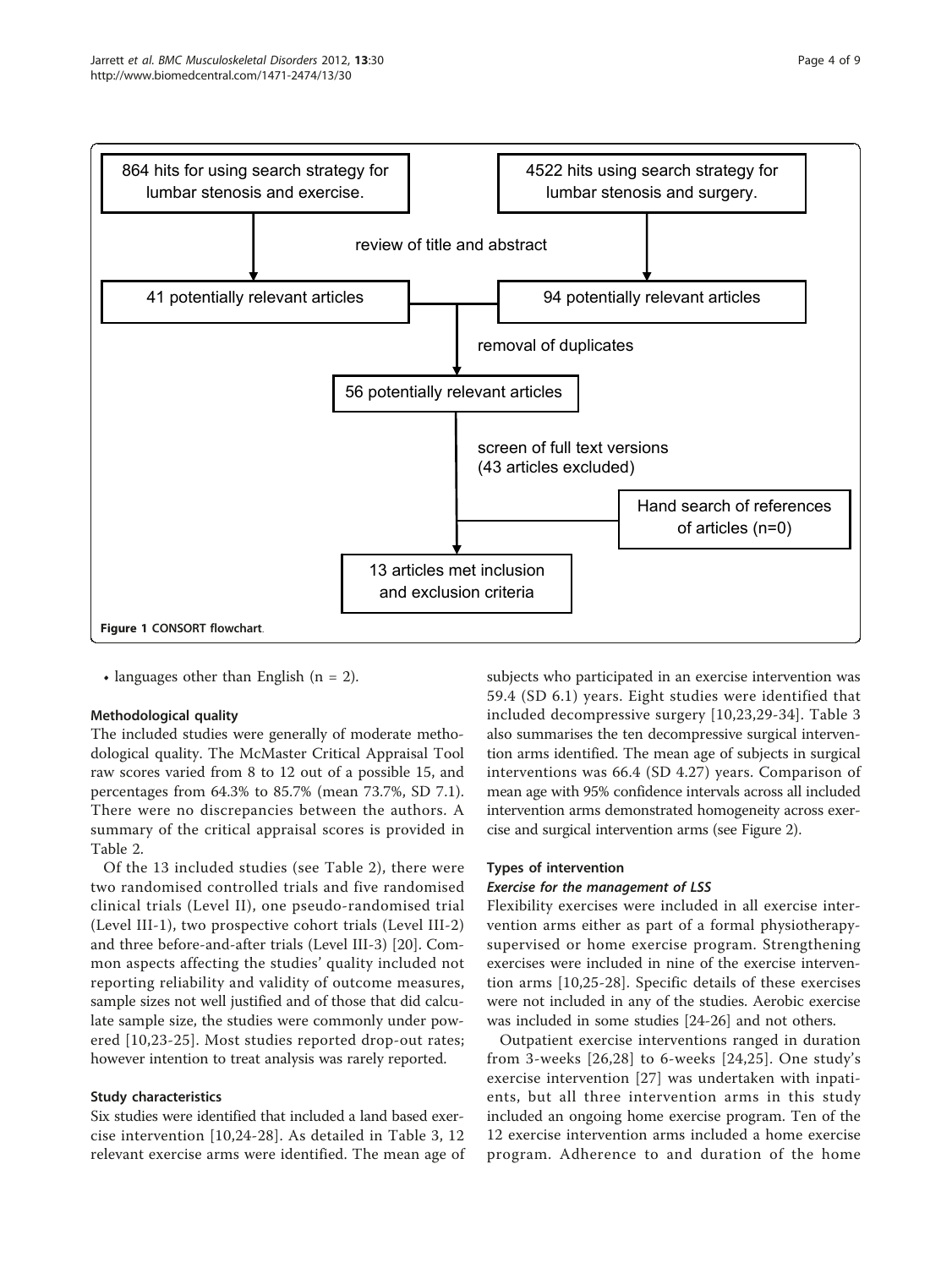864 hits for using search strategy for lumbar stenosis and exercise.

4522 hits using search strategy for lumbar stenosis and surgery.

review of title and abstract

41 potentially relevant articles

94 potentially relevant articles

removal of duplicates

56 potentially relevant articles

screen of full text versions (43 articles excluded)

Hand search of references of articles (n=0)

13 articles met inclusion and exclusion criteria

**Figure 1 CONSORT flowchart.**

- languages other than English (n = 2).

### Methodological quality

The included studies were generally of moderate methodological quality. The McMaster Critical Appraisal Tool raw scores varied from 8 to 12 out of a possible 15, and percentages from 64.3% to 85.7% (mean 73.7%, SD 7.1). There were no discrepancies between the authors. A summary of the critical appraisal scores is provided in Table 2.

Of the 13 included studies (see Table 2), there were two randomised controlled trials and five randomised clinical trials (Level II), one pseudo-randomised trial (Level III-1), two prospective cohort trials (Level III-2) and three before-and-after trials (Level III-3) [20]. Common aspects affecting the studies' quality included not reporting reliability and validity of outcome measures, sample sizes not well justified and of those that did calculate sample size, the studies were commonly under powered [10,23-25]. Most studies reported drop-out rates; however intention to treat analysis was rarely reported.

### Study characteristics

Six studies were identified that included a land based exercise intervention [10,24-28]. As detailed in Table 3, 12 relevant exercise arms were identified. The mean age of subjects who participated in an exercise intervention was 59.4 (SD 6.1) years. Eight studies were identified that included decompressive surgery [10,23,29-34]. Table 3 also summarises the ten decompressive surgical intervention arms identified. The mean age of subjects in surgical interventions was 66.4 (SD 4.27) years. Comparison of mean age with 95% confidence intervals across all included intervention arms demonstrated homogeneity across exercise and surgical intervention arms (see Figure 2).

### Types of intervention

#### *Exercise for the management of LSS*

Flexibility exercises were included in all exercise intervention arms either as part of a formal physiotherapy-supervised or home exercise program. Strengthening exercises were included in nine of the exercise intervention arms [10,25-28]. Specific details of these exercises were not included in any of the studies. Aerobic exercise was included in some studies [24-26] and not others.

Outpatient exercise interventions ranged in duration from 3-weeks [26,28] to 6-weeks [24,25]. One study's exercise intervention [27] was undertaken with inpatients, but all three intervention arms in this study included an ongoing home exercise program. Ten of the 12 exercise intervention arms included a home exercise program. Adherence to and duration of the home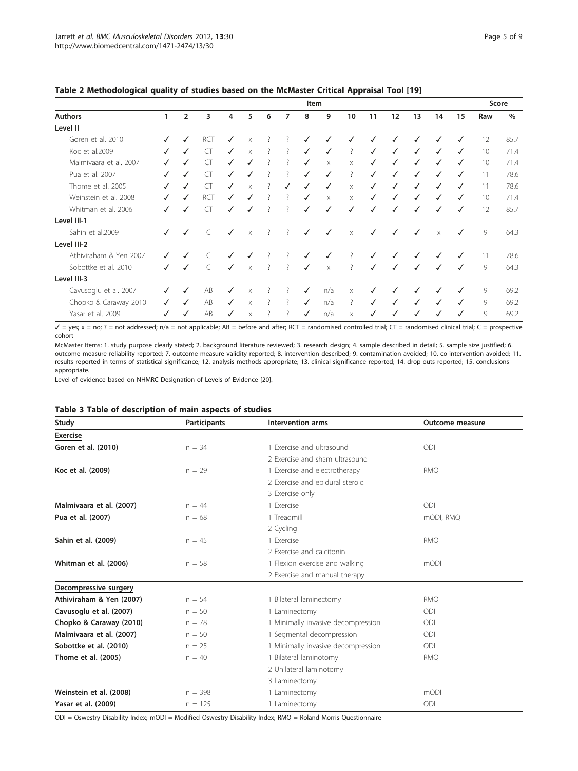**Table 2 Methodological quality of studies based on the McMaster Critical Appraisal Tool [19]**

| | Item | | | | | | | | | | | | | | | Score | |
|---|---|---|---|---|---|---|---|---|---|---|---|---|---|---|---|---|---|
| **Authors** | **1** | **2** | **3** | **4** | **5** | **6** | **7** | **8** | **9** | **10** | **11** | **12** | **13** | **14** | **15** | **Raw** | **%** |
| **Level II** | | | | | | | | | | | | | | | | | |
| Goren et al. 2010 | ✓ | ✓ | RCT | ✓ | x | ? | ? | ✓ | ✓ | ✓ | ✓ | ✓ | ✓ | ✓ | ✓ | 12 | 85.7 |
| Koc et al.2009 | ✓ | ✓ | CT | ✓ | x | ? | ? | ✓ | ✓ | ? | ✓ | ✓ | ✓ | ✓ | ✓ | 10 | 71.4 |
| Malmivaara et al. 2007 | ✓ | ✓ | CT | ✓ | ✓ | ? | ? | ✓ | x | x | ✓ | ✓ | ✓ | ✓ | ✓ | 10 | 71.4 |
| Pua et al. 2007 | ✓ | ✓ | CT | ✓ | ✓ | ? | ? | ✓ | ✓ | ? | ✓ | ✓ | ✓ | ✓ | ✓ | 11 | 78.6 |
| Thome et al. 2005 | ✓ | ✓ | CT | ✓ | x | ? | ✓ | ✓ | ✓ | x | ✓ | ✓ | ✓ | ✓ | ✓ | 11 | 78.6 |
| Weinstein et al. 2008 | ✓ | ✓ | RCT | ✓ | ✓ | ? | ? | ✓ | x | x | ✓ | ✓ | ✓ | ✓ | ✓ | 10 | 71.4 |
| Whitman et al. 2006 | ✓ | ✓ | CT | ✓ | ✓ | ? | ? | ✓ | ✓ | ✓ | ✓ | ✓ | ✓ | ✓ | ✓ | 12 | 85.7 |
| **Level III-1** | | | | | | | | | | | | | | | | | |
| Sahin et al.2009 | ✓ | ✓ | C | ✓ | x | ? | ? | ✓ | ✓ | x | ✓ | ✓ | ✓ | x | ✓ | 9 | 64.3 |
| **Level III-2** | | | | | | | | | | | | | | | | | |
| Athiviraham & Yen 2007 | ✓ | ✓ | C | ✓ | ✓ | ? | ? | ✓ | ✓ | ? | ✓ | ✓ | ✓ | ✓ | ✓ | 11 | 78.6 |
| Sobottke et al. 2010 | ✓ | ✓ | C | ✓ | x | ? | ? | ✓ | x | ? | ✓ | ✓ | ✓ | ✓ | ✓ | 9 | 64.3 |
| **Level III-3** | | | | | | | | | | | | | | | | | |
| Cavusoglu et al. 2007 | ✓ | ✓ | AB | ✓ | x | ? | ? | ✓ | n/a | x | ✓ | ✓ | ✓ | ✓ | ✓ | 9 | 69.2 |
| Chopko & Caraway 2010 | ✓ | ✓ | AB | ✓ | x | ? | ? | ✓ | n/a | ? | ✓ | ✓ | ✓ | ✓ | ✓ | 9 | 69.2 |
| Yasar et al. 2009 | ✓ | ✓ | AB | ✓ | x | ? | ? | ✓ | n/a | x | ✓ | ✓ | ✓ | ✓ | ✓ | 9 | 69.2 |

✓ = yes; x = no; ? = not addressed; n/a = not applicable; AB = before and after; RCT = randomised controlled trial; CT = randomised clinical trial; C = prospective cohort

McMaster Items: 1. study purpose clearly stated; 2. background literature reviewed; 3. research design; 4. sample described in detail; 5. sample size justified; 6. outcome measure reliability reported; 7. outcome measure validity reported; 8. intervention described; 9. contamination avoided; 10. co-intervention avoided; 11. results reported in terms of statistical significance; 12. analysis methods appropriate; 13. clinical significance reported; 14. drop-outs reported; 15. conclusions appropriate.

Level of evidence based on NHMRC Designation of Levels of Evidence [20].

**Table 3 Table of description of main aspects of studies**

| Study | Participants | Intervention arms | Outcome measure |
|---|---|---|---|
| Exercise | | | |
| **Goren et al. (2010)** | n = 34 | 1 Exercise and ultrasound | ODI |
| | | 2 Exercise and sham ultrasound | |
| **Koc et al. (2009)** | n = 29 | 1 Exercise and electrotherapy | RMQ |
| | | 2 Exercise and epidural steroid | |
| | | 3 Exercise only | |
| **Malmivaara et al. (2007)** | n = 44 | 1 Exercise | ODI |
| **Pua et al. (2007)** | n = 68 | 1 Treadmill | mODI, RMQ |
| | | 2 Cycling | |
| **Sahin et al. (2009)** | n = 45 | 1 Exercise | RMQ |
| | | 2 Exercise and calcitonin | |
| **Whitman et al. (2006)** | n = 58 | 1 Flexion exercise and walking | mODI |
| | | 2 Exercise and manual therapy | |
| Decompressive surgery | | | |
| **Athiviraham & Yen (2007)** | n = 54 | 1 Bilateral laminectomy | RMQ |
| **Cavusoglu et al. (2007)** | n = 50 | 1 Laminectomy | ODI |
| **Chopko & Caraway (2010)** | n = 78 | 1 Minimally invasive decompression | ODI |
| **Malmivaara et al. (2007)** | n = 50 | 1 Segmental decompression | ODI |
| **Sobottke et al. (2010)** | n = 25 | 1 Minimally invasive decompression | ODI |
| **Thome et al. (2005)** | n = 40 | 1 Bilateral laminotomy | RMQ |
| | | 2 Unilateral laminotomy | |
| | | 3 Laminectomy | |
| **Weinstein et al. (2008)** | n = 398 | 1 Laminectomy | mODI |
| **Yasar et al. (2009)** | n = 125 | 1 Laminectomy | ODI |

ODI = Oswestry Disability Index; mODI = Modified Oswestry Disability Index; RMQ = Roland-Morris Questionnaire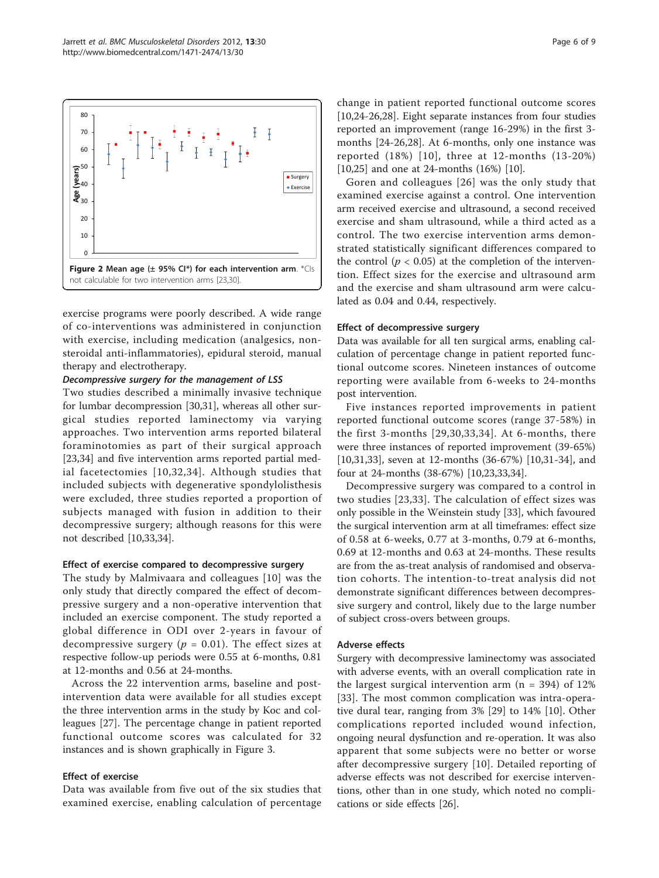**Figure 2 Mean age (± 95% CI*) for each intervention arm.** *CIs not calculable for two intervention arms [23,30].

exercise programs were poorly described. A wide range of co-interventions was administered in conjunction with exercise, including medication (analgesics, non-steroidal anti-inflammatories), epidural steroid, manual therapy and electrotherapy.

### *Decompressive surgery for the management of LSS*

Two studies described a minimally invasive technique for lumbar decompression [30,31], whereas all other surgical studies reported laminectomy via varying approaches. Two intervention arms reported bilateral foraminotomies as part of their surgical approach [23,34] and five intervention arms reported partial medial facetectomies [10,32,34]. Although studies that included subjects with degenerative spondylolisthesis were excluded, three studies reported a proportion of subjects managed with fusion in addition to their decompressive surgery; although reasons for this were not described [10,33,34].

### Effect of exercise compared to decompressive surgery

The study by Malmivaara and colleagues [10] was the only study that directly compared the effect of decompressive surgery and a non-operative intervention that included an exercise component. The study reported a global difference in ODI over 2-years in favour of decompressive surgery ($p$ = 0.01). The effect sizes at respective follow-up periods were 0.55 at 6-months, 0.81 at 12-months and 0.56 at 24-months.

Across the 22 intervention arms, baseline and post-intervention data were available for all studies except the three intervention arms in the study by Koc and colleagues [27]. The percentage change in patient reported functional outcome scores was calculated for 32 instances and is shown graphically in Figure 3.

### Effect of exercise

Data was available from five out of the six studies that examined exercise, enabling calculation of percentage change in patient reported functional outcome scores [10,24-26,28]. Eight separate instances from four studies reported an improvement (range 16-29%) in the first 3-months [24-26,28]. At 6-months, only one instance was reported (18%) [10], three at 12-months (13-20%) [10,25] and one at 24-months (16%) [10].

Goren and colleagues [26] was the only study that examined exercise against a control. One intervention arm received exercise and ultrasound, a second received exercise and sham ultrasound, while a third acted as a control. The two exercise intervention arms demonstrated statistically significant differences compared to the control ($p$ < 0.05) at the completion of the intervention. Effect sizes for the exercise and ultrasound arm and the exercise and sham ultrasound arm were calculated as 0.04 and 0.44, respectively.

### Effect of decompressive surgery

Data was available for all ten surgical arms, enabling calculation of percentage change in patient reported functional outcome scores. Nineteen instances of outcome reporting were available from 6-weeks to 24-months post intervention.

Five instances reported improvements in patient reported functional outcome scores (range 37-58%) in the first 3-months [29,30,33,34]. At 6-months, there were three instances of reported improvement (39-65%) [10,31,33], seven at 12-months (36-67%) [10,31-34], and four at 24-months (38-67%) [10,23,33,34].

Decompressive surgery was compared to a control in two studies [23,33]. The calculation of effect sizes was only possible in the Weinstein study [33], which favoured the surgical intervention arm at all timeframes: effect size of 0.58 at 6-weeks, 0.77 at 3-months, 0.79 at 6-months, 0.69 at 12-months and 0.63 at 24-months. These results are from the as-treat analysis of randomised and observation cohorts. The intention-to-treat analysis did not demonstrate significant differences between decompressive surgery and control, likely due to the large number of subject cross-overs between groups.

### Adverse effects

Surgery with decompressive laminectomy was associated with adverse events, with an overall complication rate in the largest surgical intervention arm (n = 394) of 12% [33]. The most common complication was intra-operative dural tear, ranging from 3% [29] to 14% [10]. Other complications reported included wound infection, ongoing neural dysfunction and re-operation. It was also apparent that some subjects were no better or worse after decompressive surgery [10]. Detailed reporting of adverse effects was not described for exercise interventions, other than in one study, which noted no complications or side effects [26].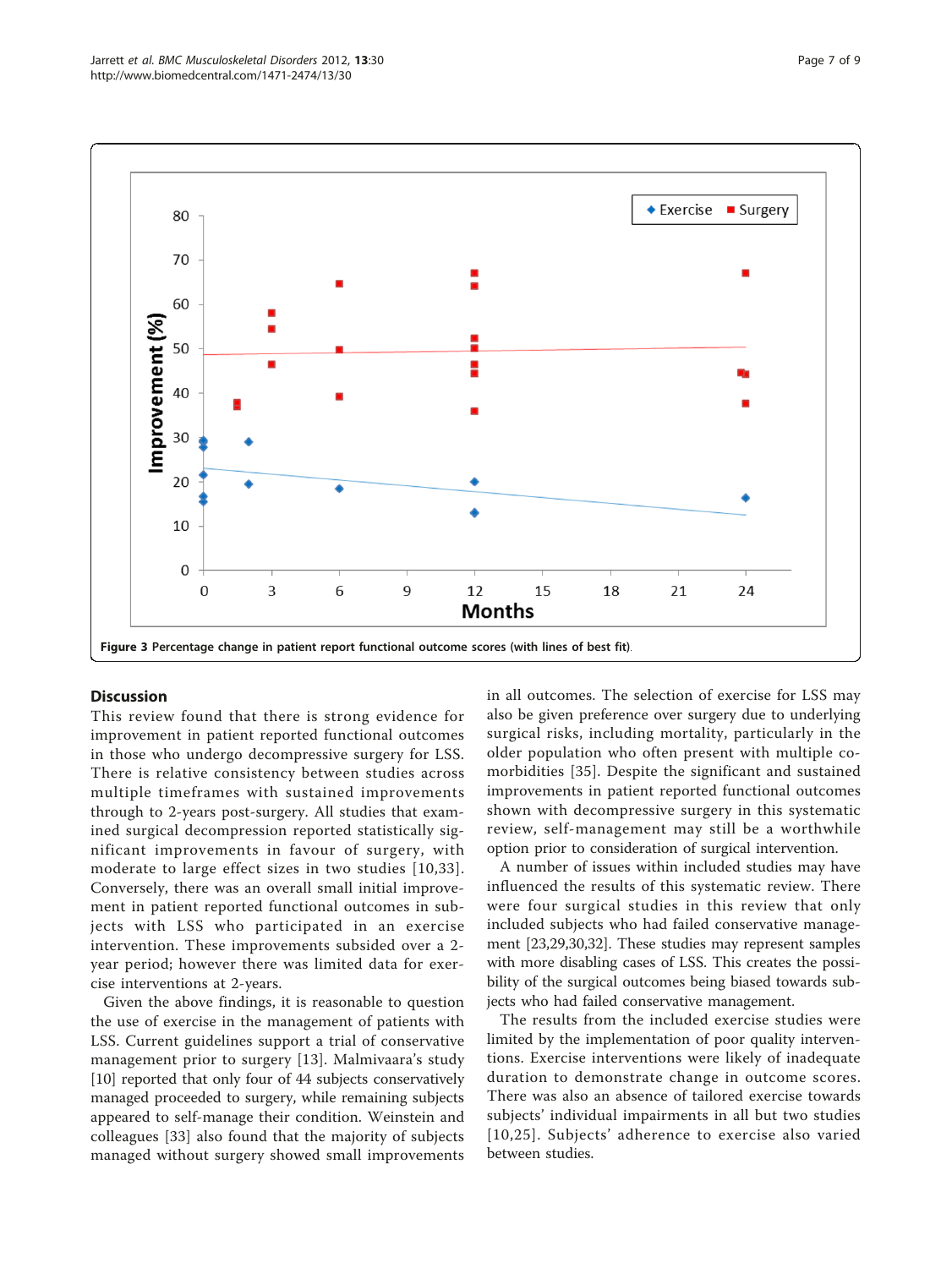Figure 3 Percentage change in patient report functional outcome scores (with lines of best fit).

## Discussion

This review found that there is strong evidence for improvement in patient reported functional outcomes in those who undergo decompressive surgery for LSS. There is relative consistency between studies across multiple timeframes with sustained improvements through to 2-years post-surgery. All studies that examined surgical decompression reported statistically significant improvements in favour of surgery, with moderate to large effect sizes in two studies [10,33]. Conversely, there was an overall small initial improvement in patient reported functional outcomes in subjects with LSS who participated in an exercise intervention. These improvements subsided over a 2-year period; however there was limited data for exercise interventions at 2-years.

Given the above findings, it is reasonable to question the use of exercise in the management of patients with LSS. Current guidelines support a trial of conservative management prior to surgery [13]. Malmivaara's study [10] reported that only four of 44 subjects conservatively managed proceeded to surgery, while remaining subjects appeared to self-manage their condition. Weinstein and colleagues [33] also found that the majority of subjects managed without surgery showed small improvements in all outcomes. The selection of exercise for LSS may also be given preference over surgery due to underlying surgical risks, including mortality, particularly in the older population who often present with multiple co-morbidities [35]. Despite the significant and sustained improvements in patient reported functional outcomes shown with decompressive surgery in this systematic review, self-management may still be a worthwhile option prior to consideration of surgical intervention.

A number of issues within included studies may have influenced the results of this systematic review. There were four surgical studies in this review that only included subjects who had failed conservative management [23,29,30,32]. These studies may represent samples with more disabling cases of LSS. This creates the possibility of the surgical outcomes being biased towards subjects who had failed conservative management.

The results from the included exercise studies were limited by the implementation of poor quality interventions. Exercise interventions were likely of inadequate duration to demonstrate change in outcome scores. There was also an absence of tailored exercise towards subjects' individual impairments in all but two studies [10,25]. Subjects' adherence to exercise also varied between studies.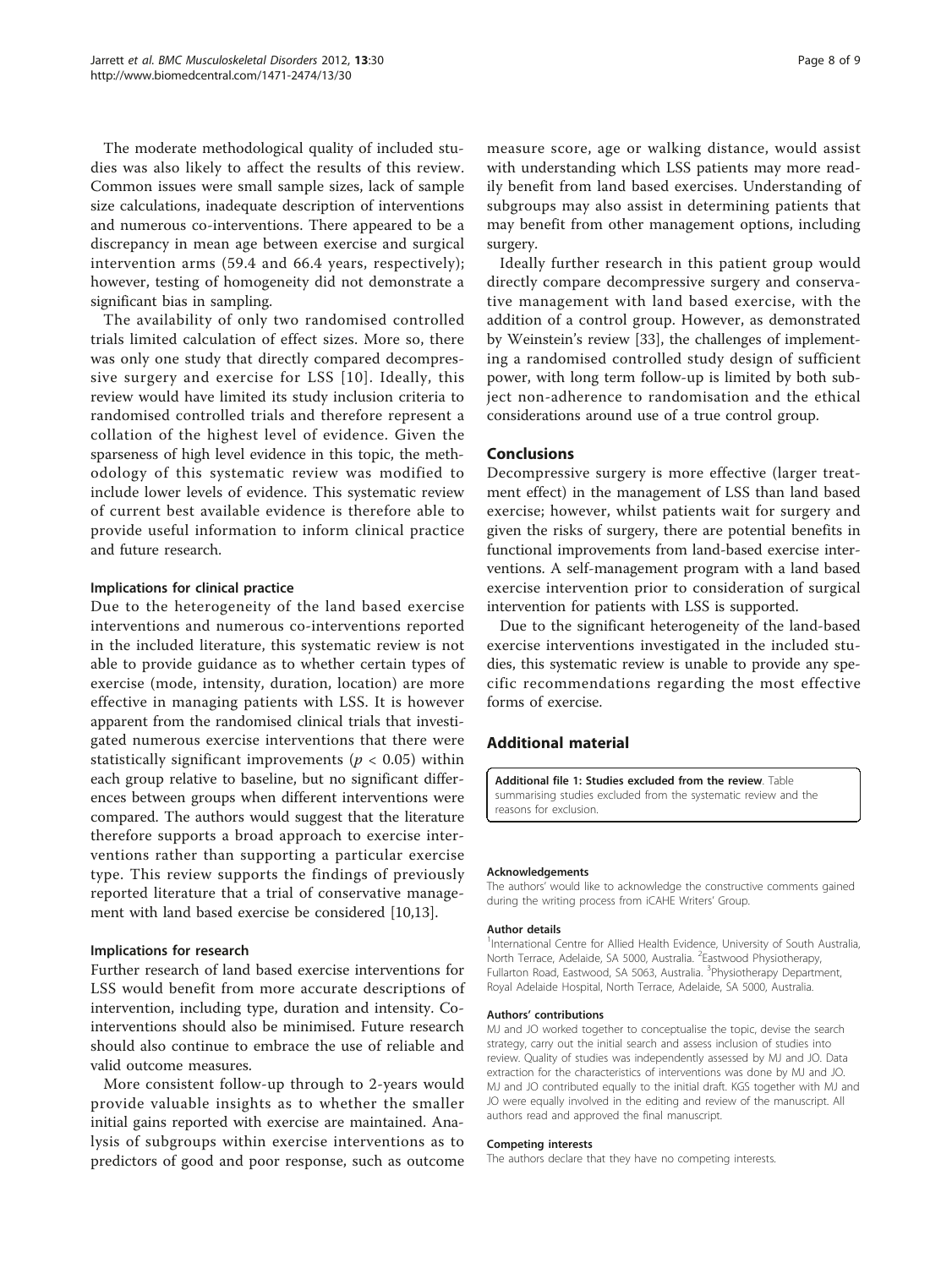The moderate methodological quality of included studies was also likely to affect the results of this review. Common issues were small sample sizes, lack of sample size calculations, inadequate description of interventions and numerous co-interventions. There appeared to be a discrepancy in mean age between exercise and surgical intervention arms (59.4 and 66.4 years, respectively); however, testing of homogeneity did not demonstrate a significant bias in sampling.

The availability of only two randomised controlled trials limited calculation of effect sizes. More so, there was only one study that directly compared decompressive surgery and exercise for LSS [10]. Ideally, this review would have limited its study inclusion criteria to randomised controlled trials and therefore represent a collation of the highest level of evidence. Given the sparseness of high level evidence in this topic, the methodology of this systematic review was modified to include lower levels of evidence. This systematic review of current best available evidence is therefore able to provide useful information to inform clinical practice and future research.

#### Implications for clinical practice

Due to the heterogeneity of the land based exercise interventions and numerous co-interventions reported in the included literature, this systematic review is not able to provide guidance as to whether certain types of exercise (mode, intensity, duration, location) are more effective in managing patients with LSS. It is however apparent from the randomised clinical trials that investigated numerous exercise interventions that there were statistically significant improvements ($p < 0.05$) within each group relative to baseline, but no significant differences between groups when different interventions were compared. The authors would suggest that the literature therefore supports a broad approach to exercise interventions rather than supporting a particular exercise type. This review supports the findings of previously reported literature that a trial of conservative management with land based exercise be considered [10,13].

#### Implications for research

Further research of land based exercise interventions for LSS would benefit from more accurate descriptions of intervention, including type, duration and intensity. Co-interventions should also be minimised. Future research should also continue to embrace the use of reliable and valid outcome measures.

More consistent follow-up through to 2-years would provide valuable insights as to whether the smaller initial gains reported with exercise are maintained. Analysis of subgroups within exercise interventions as to predictors of good and poor response, such as outcome measure score, age or walking distance, would assist with understanding which LSS patients may more readily benefit from land based exercises. Understanding of subgroups may also assist in determining patients that may benefit from other management options, including surgery.

Ideally further research in this patient group would directly compare decompressive surgery and conservative management with land based exercise, with the addition of a control group. However, as demonstrated by Weinstein's review [33], the challenges of implementing a randomised controlled study design of sufficient power, with long term follow-up is limited by both subject non-adherence to randomisation and the ethical considerations around use of a true control group.

## Conclusions

Decompressive surgery is more effective (larger treatment effect) in the management of LSS than land based exercise; however, whilst patients wait for surgery and given the risks of surgery, there are potential benefits in functional improvements from land-based exercise interventions. A self-management program with a land based exercise intervention prior to consideration of surgical intervention for patients with LSS is supported.

Due to the significant heterogeneity of the land-based exercise interventions investigated in the included studies, this systematic review is unable to provide any specific recommendations regarding the most effective forms of exercise.

## Additional material

**Additional file 1: Studies excluded from the review**. Table summarising studies excluded from the systematic review and the reasons for exclusion.

#### Acknowledgements

The authors' would like to acknowledge the constructive comments gained during the writing process from iCAHE Writers' Group.

#### Author details

[1]International Centre for Allied Health Evidence, University of South Australia, North Terrace, Adelaide, SA 5000, Australia. [2]Eastwood Physiotherapy, Fullarton Road, Eastwood, SA 5063, Australia. [3]Physiotherapy Department, Royal Adelaide Hospital, North Terrace, Adelaide, SA 5000, Australia.

#### Authors' contributions

MJ and JO worked together to conceptualise the topic, devise the search strategy, carry out the initial search and assess inclusion of studies into review. Quality of studies was independently assessed by MJ and JO. Data extraction for the characteristics of interventions was done by MJ and JO. MJ and JO contributed equally to the initial draft. KGS together with MJ and JO were equally involved in the editing and review of the manuscript. All authors read and approved the final manuscript.

#### Competing interests

The authors declare that they have no competing interests.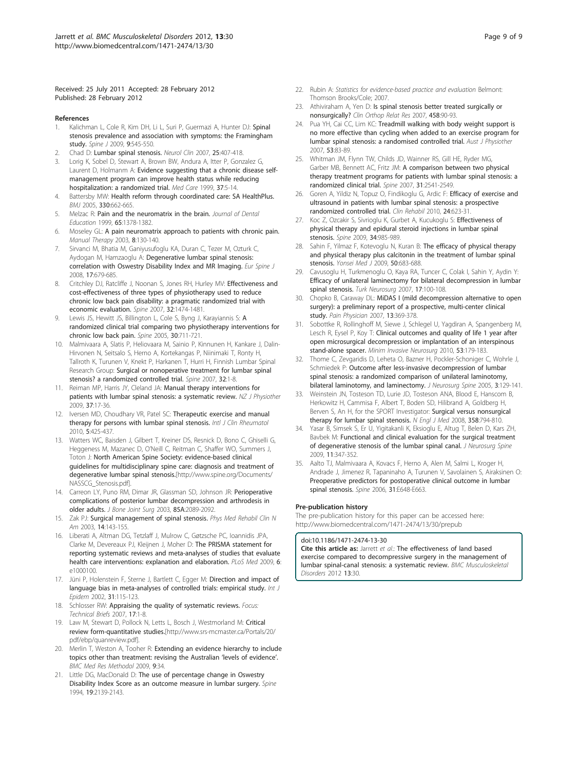Received: 25 July 2011 Accepted: 28 February 2012
Published: 28 February 2012

## References

1. Kalichman L, Cole R, Kim DH, Li L, Suri P, Guermazi A, Hunter DJ: **Spinal stenosis prevalence and association with symptoms: the Framingham study.** *Spine J* 2009, **9**:545-550.
2. Chad D: **Lumbar spinal stenosis.** *Neurol Clin* 2007, **25**:407-418.
3. Lorig K, Sobel D, Stewart A, Brown BW, Andura A, Itter P, Gonzalez G, Laurent D, Holmanm A: **Evidence suggesting that a chronic disease self-management program can improve health status while reducing hospitalization: a randomized trial.** *Med Care* 1999, **37**:5-14.
4. Battersby MW: **Health reform through coordinated care: SA HealthPlus.** *BMJ* 2005, **330**:662-665.
5. Melzac R: **Pain and the neuromatrix in the brain.** *Journal of Dental Education* 1999, **65**:1378-1382.
6. Moseley GL: **A pain neuromatrix approach to patients with chronic pain.** *Manual Therapy* 2003, **8**:130-140.
7. Sirvanci M, Bhatia M, Ganiyusufoglu KA, Duran C, Tezer M, Ozturk C, Aydogan M, Hamzaoglu A: **Degenerative lumbar spinal stenosis: correlation with Oswestry Disability Index and MR Imaging.** *Eur Spine J* 2008, **17**:679-685.
8. Critchley DJ, Ratcliffe J, Noonan S, Jones RH, Hurley MV: **Effectiveness and cost-effectiveness of three types of physiotherapy used to reduce chronic low back pain disability: a pragmatic randomized trial with economic evaluation.** *Spine* 2007, **32**:1474-1481.
9. Lewis JS, Hewitt JS, Billington L, Cole S, Byng J, Karayiannis S: **A randomized clinical trial comparing two physiotherapy interventions for chronic low back pain.** *Spine* 2005, **30**:711-721.
10. Malmivaara A, Slatis P, Heliovaara M, Sainio P, Kinnunen H, Kankare J, Dalin-Hirvonen N, Seitsalo S, Herno A, Kortekangas P, Niinimaki T, Ronty H, Tallroth K, Turunen V, Knekt P, Harkanen T, Hurri H, Finnish Lumbar Spinal Research Group: **Surgical or nonoperative treatment for lumbar spinal stenosis? a randomized controlled trial.** *Spine* 2007, **32**:1-8.
11. Reiman MP, Harris JY, Cleland JA: **Manual therapy interventions for patients with lumbar spinal stenosis: a systematic review.** *NZ J Physiother* 2009, **37**:17-36.
12. Iversen MD, Choudhary VR, Patel SC: **Therapeutic exercise and manual therapy for persons with lumbar spinal stenosis.** *Intl J Clin Rheumatol* 2010, **5**:425-437.
13. Watters WC, Baisden J, Gilbert T, Kreiner DS, Resnick D, Bono C, Ghiselli G, Heggeness M, Mazanec D, O'Neill C, Reitman C, Shaffer WO, Summers J, Toton J: **North American Spine Society: evidence-based clinical guidelines for multidisciplinary spine care: diagnosis and treatment of degenerative lumbar spinal stenosis.**[http://www.spine.org/Documents/NASSCG_Stenosis.pdf].
14. Carreon LY, Puno RM, Dimar JR, Glassman SD, Johnson JR: **Perioperative complications of posterior lumbar decompression and arthrodesis in older adults.** *J Bone Joint Surg* 2003, **85A**:2089-2092.
15. Zak PJ: **Surgical management of spinal stenosis.** *Phys Med Rehabil Clin N Am* 2003, **14**:143-155.
16. Liberati A, Altman DG, Tetzlaff J, Mulrow C, Gøtzsche PC, Ioannidis JPA, Clarke M, Devereaux PJ, Kleijnen J, Moher D: **The PRISMA statement for reporting systematic reviews and meta-analyses of studies that evaluate health care interventions: explanation and elaboration.** *PLoS Med* 2009, **6**: e1000100.
17. Jüni P, Holenstein F, Sterne J, Bartlett C, Egger M: **Direction and impact of language bias in meta-analyses of controlled trials: empirical study.** *Int J Epidem* 2002, **31**:115-123.
18. Schlosser RW: **Appraising the quality of systematic reviews.** *Focus: Technical Briefs* 2007, **17**:1-8.
19. Law M, Stewart D, Pollock N, Letts L, Bosch J, Westmorland M: **Critical review form-quantitative studies.**[http://www.srs-mcmaster.ca/Portals/20/pdf/ebp/quanreview.pdf].
20. Merlin T, Weston A, Tooher R: **Extending an evidence hierarchy to include topics other than treatment: revising the Australian 'levels of evidence'.** *BMC Med Res Methodol* 2009, **9**:34.
21. Little DG, MacDonald D: **The use of percentage change in Oswestry Disability Index Score as an outcome measure in lumbar surgery.** *Spine* 1994, **19**:2139-2143.
22. Rubin A: *Statistics for evidence-based practice and evaluation* Belmont: Thomson Brooks/Cole; 2007.
23. Athiviraham A, Yen D: **Is spinal stenosis better treated surgically or nonsurgically?** *Clin Orthop Relat Res* 2007, **458**:90-93.
24. Pua YH, Cai CC, Lim KC: **Treadmill walking with body weight support is no more effective than cycling when added to an exercise program for lumbar spinal stenosis: a randomised controlled trial.** *Aust J Physiother* 2007, **53**:83-89.
25. Whitman JM, Flynn TW, Childs JD, Wainner RS, Gill HE, Ryder MG, Garber MB, Bennett AC, Fritz JM: **A comparison between two physical therapy treatment programs for patients with lumbar spinal stenosis: a randomized clinical trial.** *Spine* 2007, **31**:2541-2549.
26. Goren A, Yildiz N, Topuz O, Findikoglu G, Ardic F: **Efficacy of exercise and ultrasound in patients with lumbar spinal stenosis: a prospective randomized controlled trial.** *Clin Rehabil* 2010, **24**:623-31.
27. Koc Z, Ozcakir S, Sivrioglu K, Gurbet A, Kucukoglu S: **Effectiveness of physical therapy and epidural steroid injections in lumbar spinal stenosis.** *Spine* 2009, **34**:985-989.
28. Sahin F, Yilmaz F, Kotevoglu N, Kuran B: **The efficacy of physical therapy and physical therapy plus calcitonin in the treatment of lumbar spinal stenosis.** *Yonsei Med J* 2009, **50**:683-688.
29. Cavusoglu H, Turkmenoglu O, Kaya RA, Tuncer C, Colak I, Sahin Y, Aydin Y: **Efficacy of unilateral laminectomy for bilateral decompression in lumbar spinal stenosis.** *Turk Neurosurg* 2007, **17**:100-108.
30. Chopko B, Caraway DL: **MiDAS I (mild decompression alternative to open surgery): a preliminary report of a prospective, multi-center clinical study.** *Pain Physician* 2007, **13**:369-378.
31. Sobottke R, Rollinghoff M, Siewe J, Schlegel U, Yagdiran A, Spangenberg M, Lesch R, Eysel P, Koy T: **Clinical outcomes and quality of life 1 year after open microsurgical decompression or implantation of an interspinous stand-alone spacer.** *Minim Invasive Neurosurg* 2010, **53**:179-183.
32. Thome C, Zevgaridis D, Leheta O, Bazner H, Pockler-Schoniger C, Wohrle J, Schmiedek P: **Outcome after less-invasive decompression of lumbar spinal stenosis: a randomized comparison of unilateral laminotomy, bilateral laminotomy, and laminectomy.** *J Neurosurg Spine* 2005, **3**:129-141.
33. Weinstein JN, Tosteson TD, Lurie JD, Tosteson ANA, Blood E, Hanscom B, Herkowitz H, Cammisa F, Albert T, Boden SD, Hilibrand A, Goldberg H, Berven S, An H, for the SPORT Investigator: **Surgical versus nonsurgical therapy for lumbar spinal stenosis.** *N Engl J Med* 2008, **358**:794-810.
34. Yasar B, Simsek S, Er U, Yigitakanli K, Eksioglu E, Altug T, Belen D, Kars ZH, Bavbek M: **Functional and clinical evaluation for the surgical treatment of degenerative stenosis of the lumbar spinal canal.** *J Neurosurg Spine* 2009, **11**:347-352.
35. Aalto TJ, Malmivaara A, Kovacs F, Herno A, Alen M, Salmi L, Kroger H, Andrade J, Jimenez R, Tapaninaho A, Turunen V, Savolainen S, Airaksinen O: **Preoperative predictors for postoperative clinical outcome in lumbar spinal stenosis.** *Spine* 2006, **31**:E648-E663.

### Pre-publication history

The pre-publication history for this paper can be accessed here:
http://www.biomedcentral.com/1471-2474/13/30/prepub

doi:10.1186/1471-2474-13-30

**Cite this article as:** Jarrett *et al.*: The effectiveness of land based exercise compared to decompressive surgery in the management of lumbar spinal-canal stenosis: a systematic review. *BMC Musculoskeletal Disorders* 2012 **13**:30.